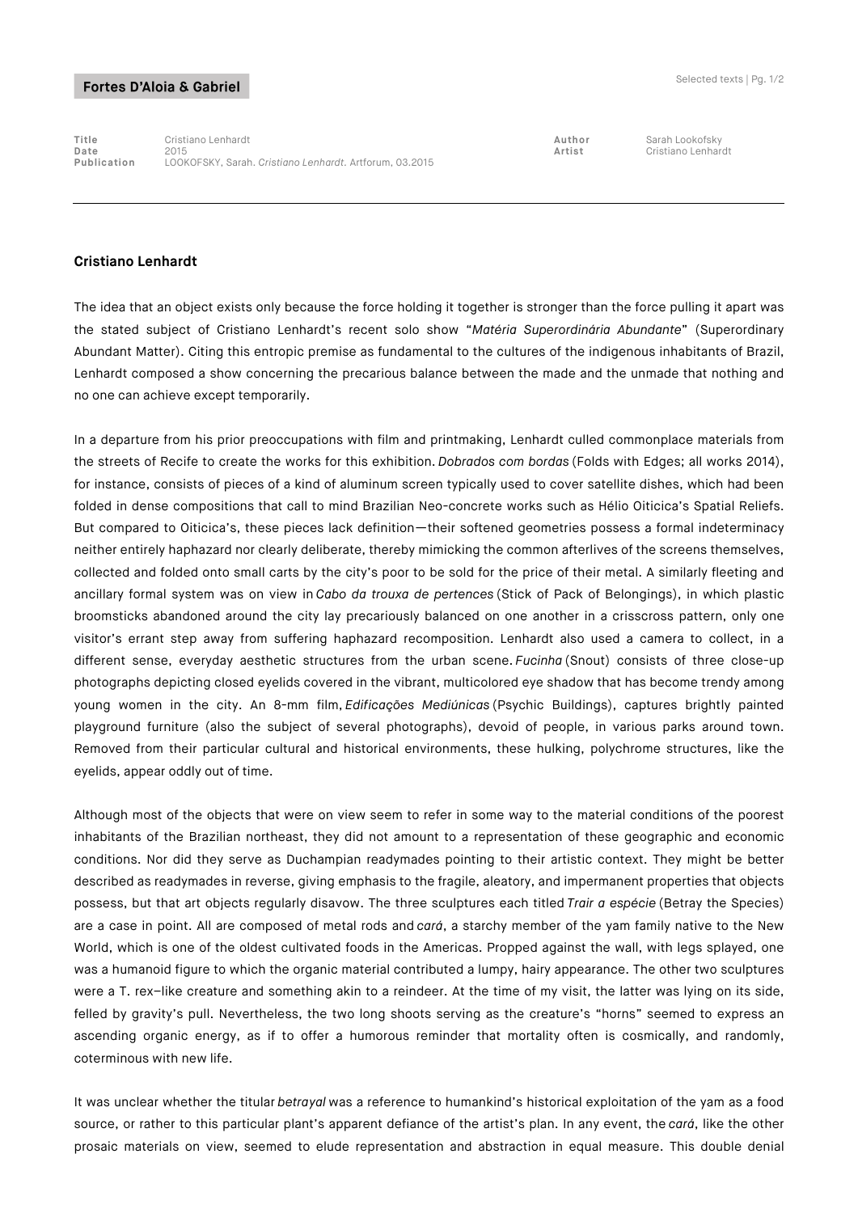**Fortes D'Aloia & Gabriel**

| | | | |
|---|---|---|---|
| **Title** | Cristiano Lenhardt | **Author** | Sarah Lookofsky |
| **Date** | 2015 | **Artist** | Cristiano Lenhardt |
| **Publication** | LOOKOFSKY, Sarah. *Cristiano Lenhardt*. Artforum, 03.2015 | | |

---

## Cristiano Lenhardt

The idea that an object exists only because the force holding it together is stronger than the force pulling it apart was the stated subject of Cristiano Lenhardt's recent solo show "*Matéria Superordinária Abundante*" (Superordinary Abundant Matter). Citing this entropic premise as fundamental to the cultures of the indigenous inhabitants of Brazil, Lenhardt composed a show concerning the precarious balance between the made and the unmade that nothing and no one can achieve except temporarily.

In a departure from his prior preoccupations with film and printmaking, Lenhardt culled commonplace materials from the streets of Recife to create the works for this exhibition. *Dobrados com bordas* (Folds with Edges; all works 2014), for instance, consists of pieces of a kind of aluminum screen typically used to cover satellite dishes, which had been folded in dense compositions that call to mind Brazilian Neo-concrete works such as Hélio Oiticica's Spatial Reliefs. But compared to Oiticica's, these pieces lack definition—their softened geometries possess a formal indeterminacy neither entirely haphazard nor clearly deliberate, thereby mimicking the common afterlives of the screens themselves, collected and folded onto small carts by the city's poor to be sold for the price of their metal. A similarly fleeting and ancillary formal system was on view in *Cabo da trouxa de pertences* (Stick of Pack of Belongings), in which plastic broomsticks abandoned around the city lay precariously balanced on one another in a crisscross pattern, only one visitor's errant step away from suffering haphazard recomposition. Lenhardt also used a camera to collect, in a different sense, everyday aesthetic structures from the urban scene. *Fucinha* (Snout) consists of three close-up photographs depicting closed eyelids covered in the vibrant, multicolored eye shadow that has become trendy among young women in the city. An 8-mm film, *Edificações Mediúnicas* (Psychic Buildings), captures brightly painted playground furniture (also the subject of several photographs), devoid of people, in various parks around town. Removed from their particular cultural and historical environments, these hulking, polychrome structures, like the eyelids, appear oddly out of time.

Although most of the objects that were on view seem to refer in some way to the material conditions of the poorest inhabitants of the Brazilian northeast, they did not amount to a representation of these geographic and economic conditions. Nor did they serve as Duchampian readymades pointing to their artistic context. They might be better described as readymades in reverse, giving emphasis to the fragile, aleatory, and impermanent properties that objects possess, but that art objects regularly disavow. The three sculptures each titled *Trair a espécie* (Betray the Species) are a case in point. All are composed of metal rods and *cará*, a starchy member of the yam family native to the New World, which is one of the oldest cultivated foods in the Americas. Propped against the wall, with legs splayed, one was a humanoid figure to which the organic material contributed a lumpy, hairy appearance. The other two sculptures were a T. rex–like creature and something akin to a reindeer. At the time of my visit, the latter was lying on its side, felled by gravity's pull. Nevertheless, the two long shoots serving as the creature's "horns" seemed to express an ascending organic energy, as if to offer a humorous reminder that mortality often is cosmically, and randomly, coterminous with new life.

It was unclear whether the titular *betrayal* was a reference to humankind's historical exploitation of the yam as a food source, or rather to this particular plant's apparent defiance of the artist's plan. In any event, the *cará*, like the other prosaic materials on view, seemed to elude representation and abstraction in equal measure. This double denial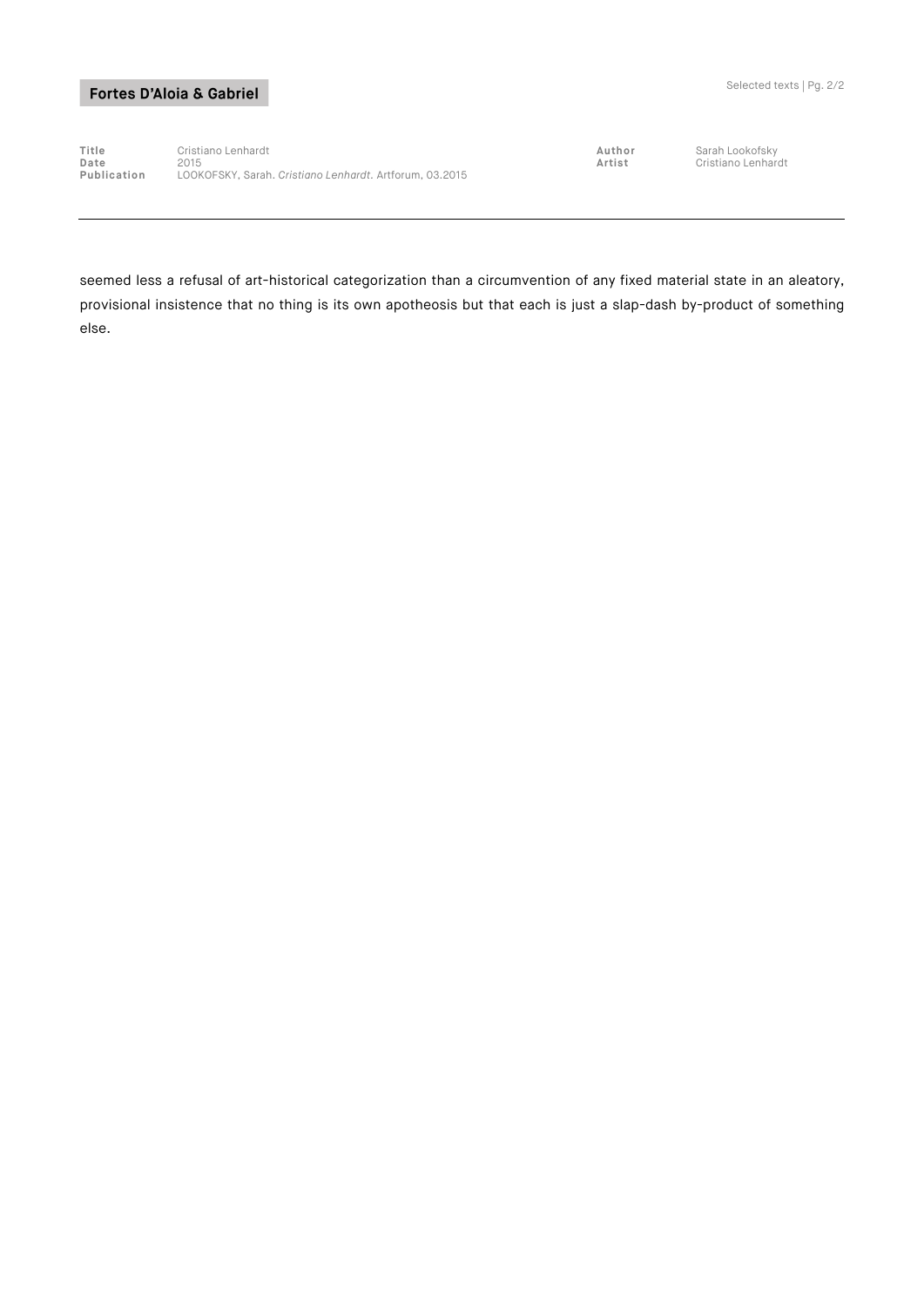seemed less a refusal of art-historical categorization than a circumvention of any fixed material state in an aleatory, provisional insistence that no thing is its own apotheosis but that each is just a slap-dash by-product of something else.